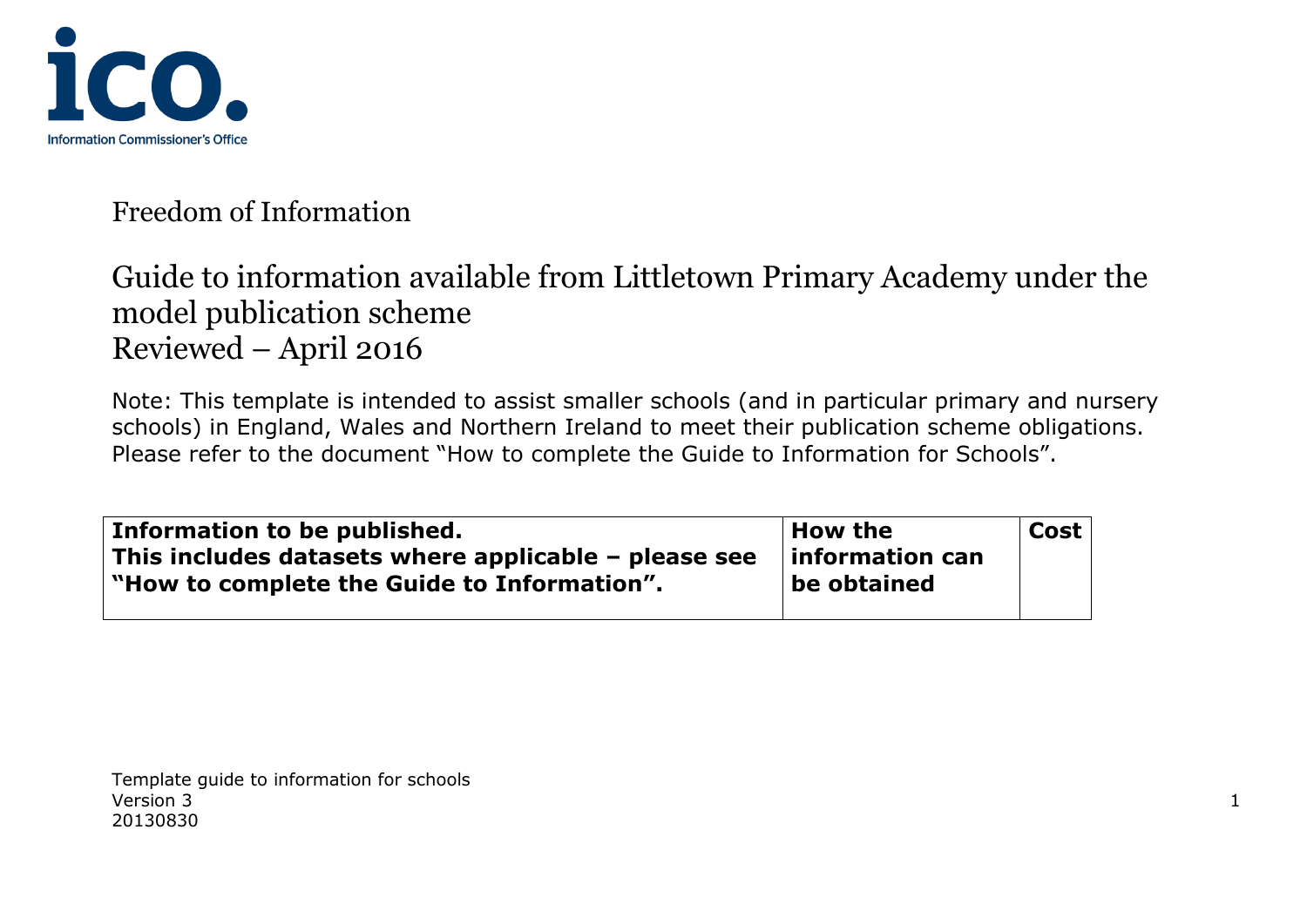Information Commissioner's Office

# Freedom of Information

## Guide to information available from Littletown Primary Academy under the model publication scheme
Reviewed – April 2016

Note: This template is intended to assist smaller schools (and in particular primary and nursery schools) in England, Wales and Northern Ireland to meet their publication scheme obligations. Please refer to the document "How to complete the Guide to Information for Schools".

| **Information to be published.** **This includes datasets where applicable – please see "How to complete the Guide to Information".** | **How the information can be obtained** | **Cost** |
|---|---|---|

Template guide to information for schools
Version 3
20130830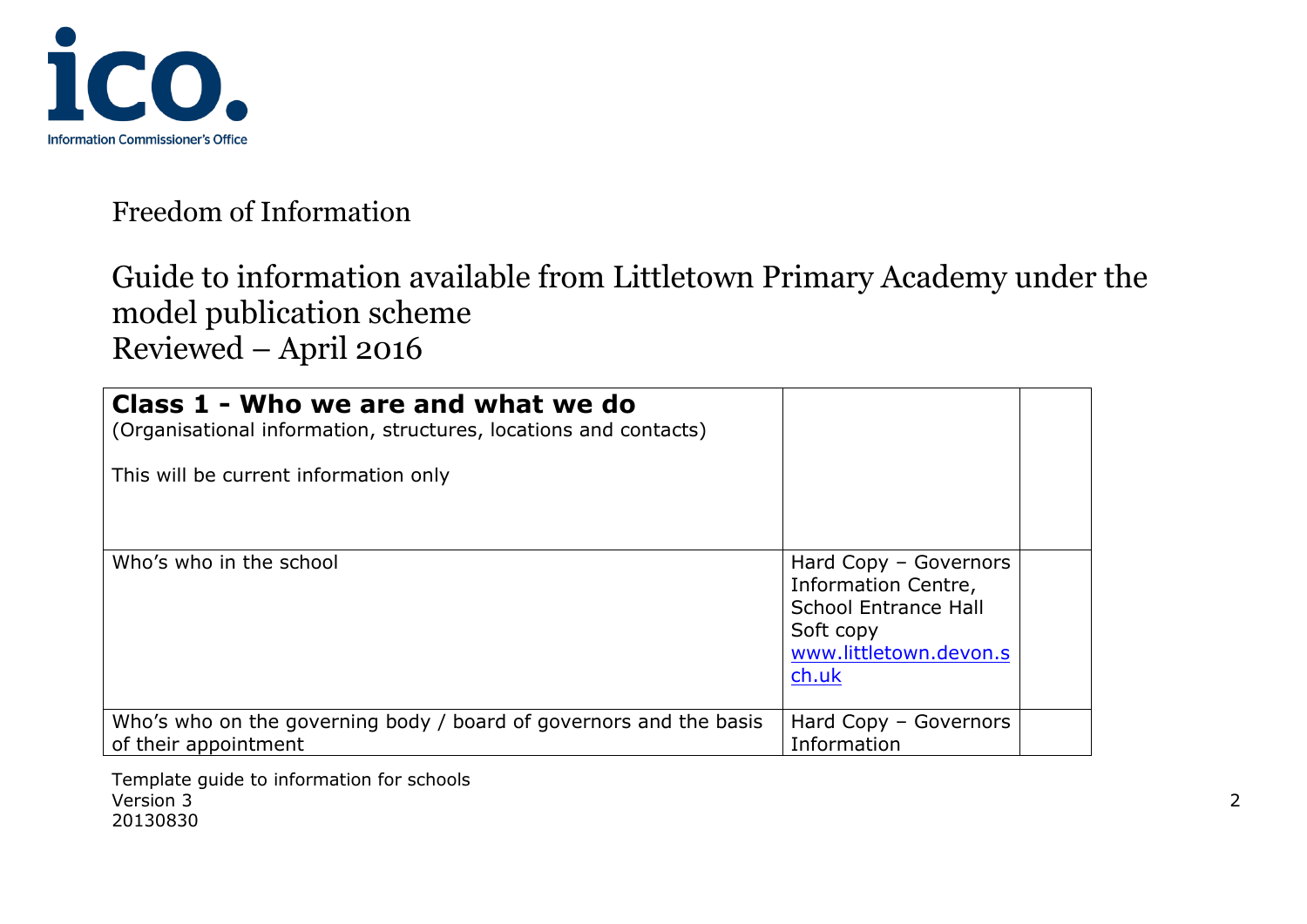Information Commissioner's Office

Freedom of Information

# Guide to information available from Littletown Primary Academy under the model publication scheme
Reviewed – April 2016

| **Class 1 - Who we are and what we do**<br>(Organisational information, structures, locations and contacts)<br><br>This will be current information only | | |
|---|---|---|
| Who's who in the school | Hard Copy – Governors Information Centre, School Entrance Hall<br>Soft copy<br>www.littletown.devon.sch.uk | |
| Who's who on the governing body / board of governors and the basis of their appointment | Hard Copy – Governors Information | |

Template guide to information for schools
Version 3
20130830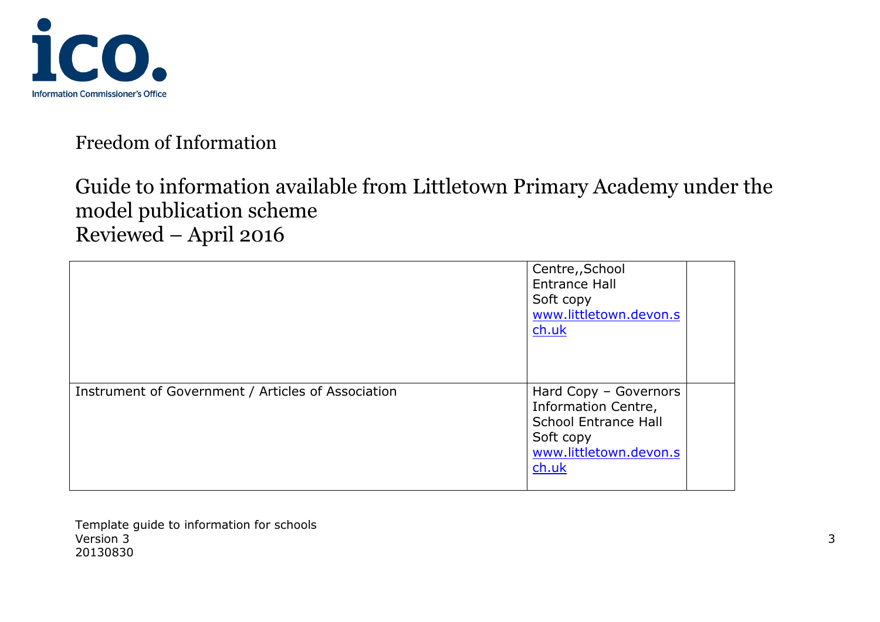Freedom of Information

Guide to information available from Littletown Primary Academy under the model publication scheme
Reviewed – April 2016

| | | |
|---|---|---|
| | Centre,,School Entrance Hall<br>Soft copy<br>www.littletown.devon.sch.uk | |
| Instrument of Government / Articles of Association | Hard Copy – Governors Information Centre, School Entrance Hall<br>Soft copy<br>www.littletown.devon.sch.uk | |

Template guide to information for schools
Version 3
20130830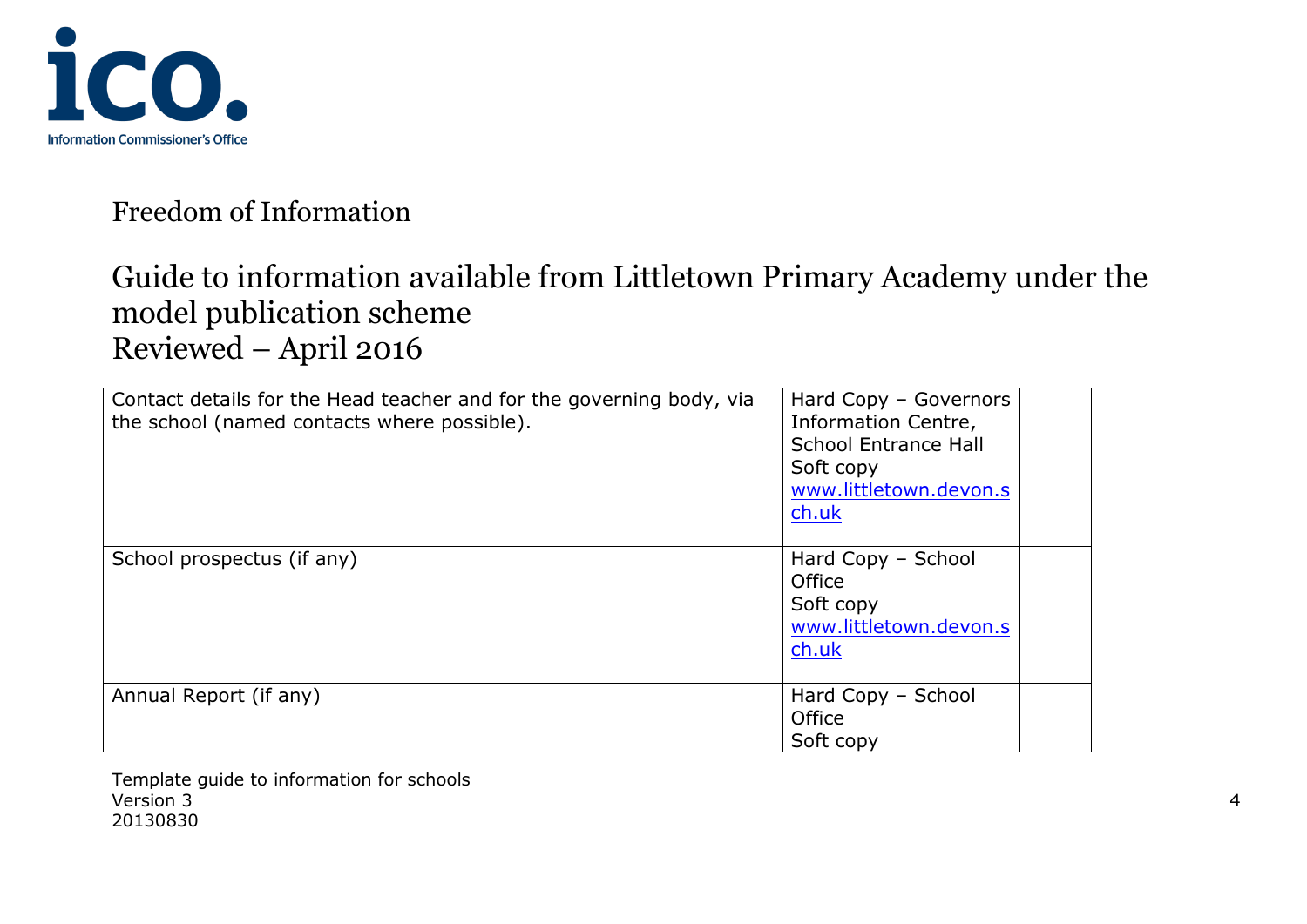Freedom of Information

# Guide to information available from Littletown Primary Academy under the model publication scheme
Reviewed – April 2016

| | | |
|---|---|---|
| Contact details for the Head teacher and for the governing body, via the school (named contacts where possible). | Hard Copy – Governors Information Centre, School Entrance Hall<br>Soft copy<br>www.littletown.devon.sch.uk | |
| School prospectus (if any) | Hard Copy – School Office<br>Soft copy<br>www.littletown.devon.sch.uk | |
| Annual Report (if any) | Hard Copy – School Office<br>Soft copy | |

Template guide to information for schools
Version 3
20130830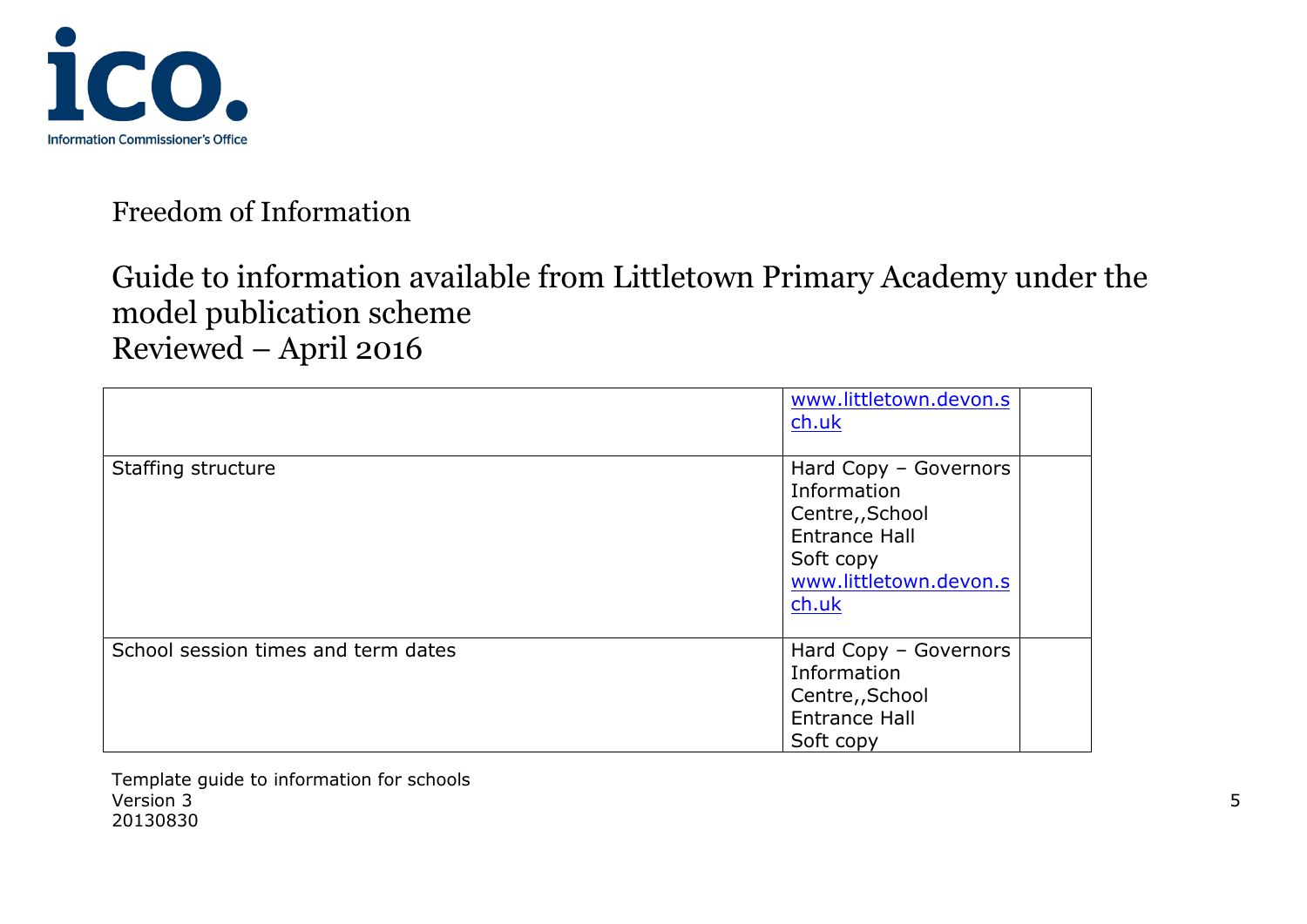Freedom of Information

Guide to information available from Littletown Primary Academy under the model publication scheme
Reviewed – April 2016

| | | |
|---|---|---|
| | www.littletown.devon.sch.uk | |
| Staffing structure | Hard Copy – Governors Information Centre,,School Entrance Hall<br>Soft copy<br>www.littletown.devon.sch.uk | |
| School session times and term dates | Hard Copy – Governors Information Centre,,School Entrance Hall<br>Soft copy | |

Template guide to information for schools
Version 3
20130830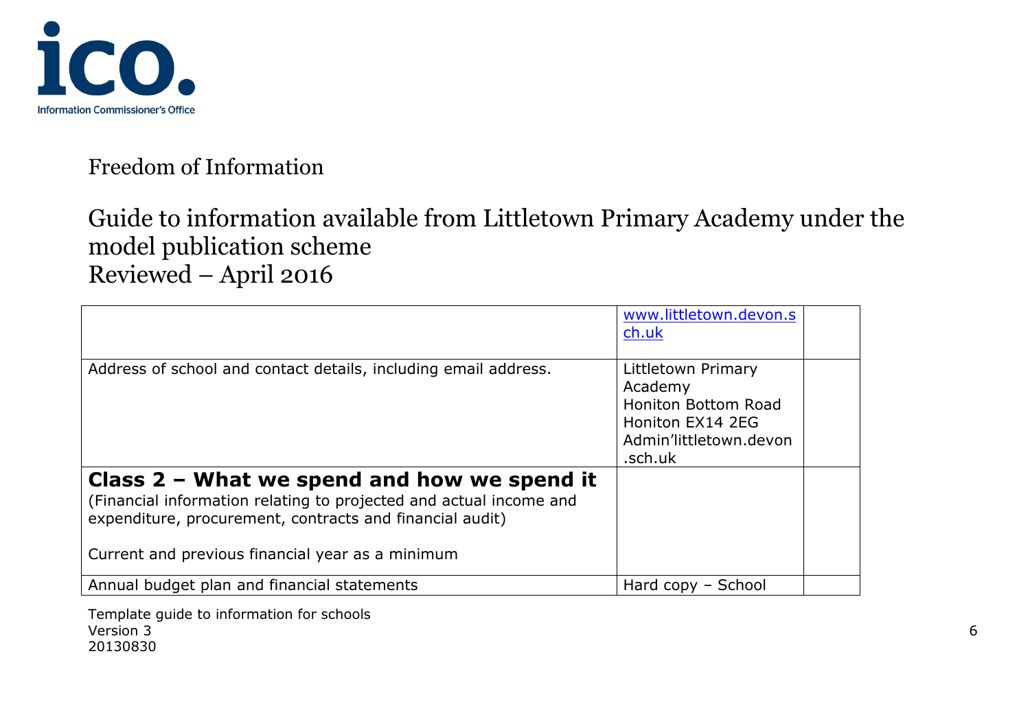Freedom of Information

Guide to information available from Littletown Primary Academy under the model publication scheme
Reviewed – April 2016

| | | |
|---|---|---|
| | www.littletown.devon.sch.uk | |
| Address of school and contact details, including email address. | Littletown Primary Academy<br>Honiton Bottom Road<br>Honiton EX14 2EG<br>Admin'littletown.devon.sch.uk | |
| **Class 2 – What we spend and how we spend it**<br>(Financial information relating to projected and actual income and expenditure, procurement, contracts and financial audit)<br><br>Current and previous financial year as a minimum | | |
| Annual budget plan and financial statements | Hard copy – School | |

Template guide to information for schools
Version 3
20130830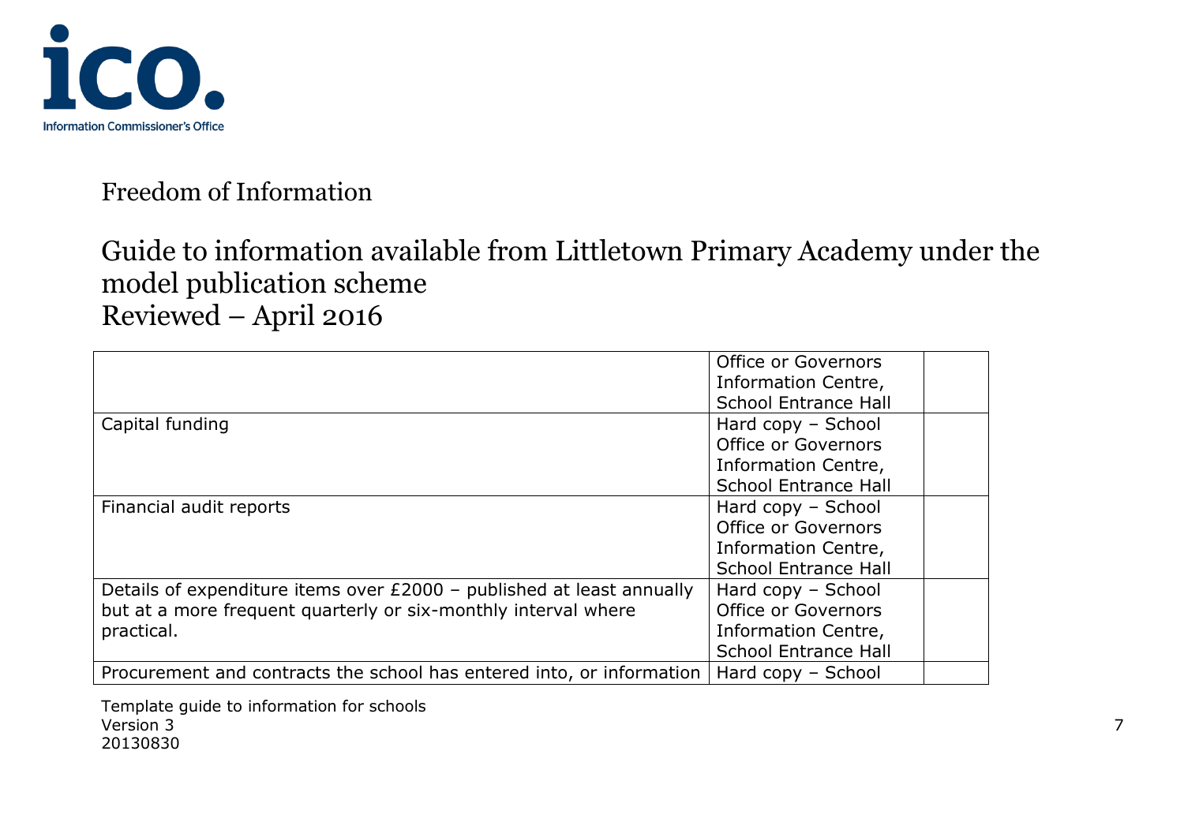Freedom of Information

# Guide to information available from Littletown Primary Academy under the model publication scheme
Reviewed – April 2016

| | | |
|---|---|---|
| | Office or Governors Information Centre, School Entrance Hall | |
| Capital funding | Hard copy – School Office or Governors Information Centre, School Entrance Hall | |
| Financial audit reports | Hard copy – School Office or Governors Information Centre, School Entrance Hall | |
| Details of expenditure items over £2000 – published at least annually but at a more frequent quarterly or six-monthly interval where practical. | Hard copy – School Office or Governors Information Centre, School Entrance Hall | |
| Procurement and contracts the school has entered into, or information | Hard copy – School | |

Template guide to information for schools
Version 3
20130830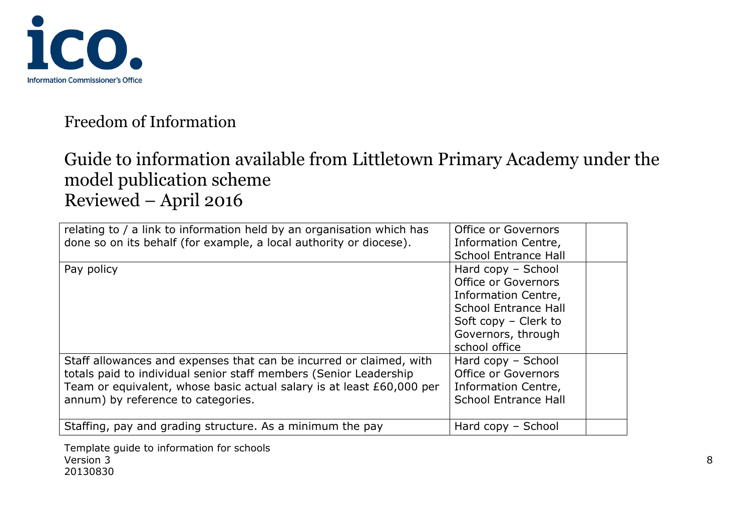Freedom of Information

# Guide to information available from Littletown Primary Academy under the model publication scheme
Reviewed – April 2016

| | | |
|---|---|---|
| relating to / a link to information held by an organisation which has done so on its behalf (for example, a local authority or diocese). | Office or Governors Information Centre, School Entrance Hall | |
| Pay policy | Hard copy – School Office or Governors Information Centre, School Entrance Hall<br>Soft copy – Clerk to Governors, through school office | |
| Staff allowances and expenses that can be incurred or claimed, with totals paid to individual senior staff members (Senior Leadership Team or equivalent, whose basic actual salary is at least £60,000 per annum) by reference to categories. | Hard copy – School Office or Governors Information Centre, School Entrance Hall | |
| Staffing, pay and grading structure. As a minimum the pay | Hard copy – School | |

Template guide to information for schools
Version 3
20130830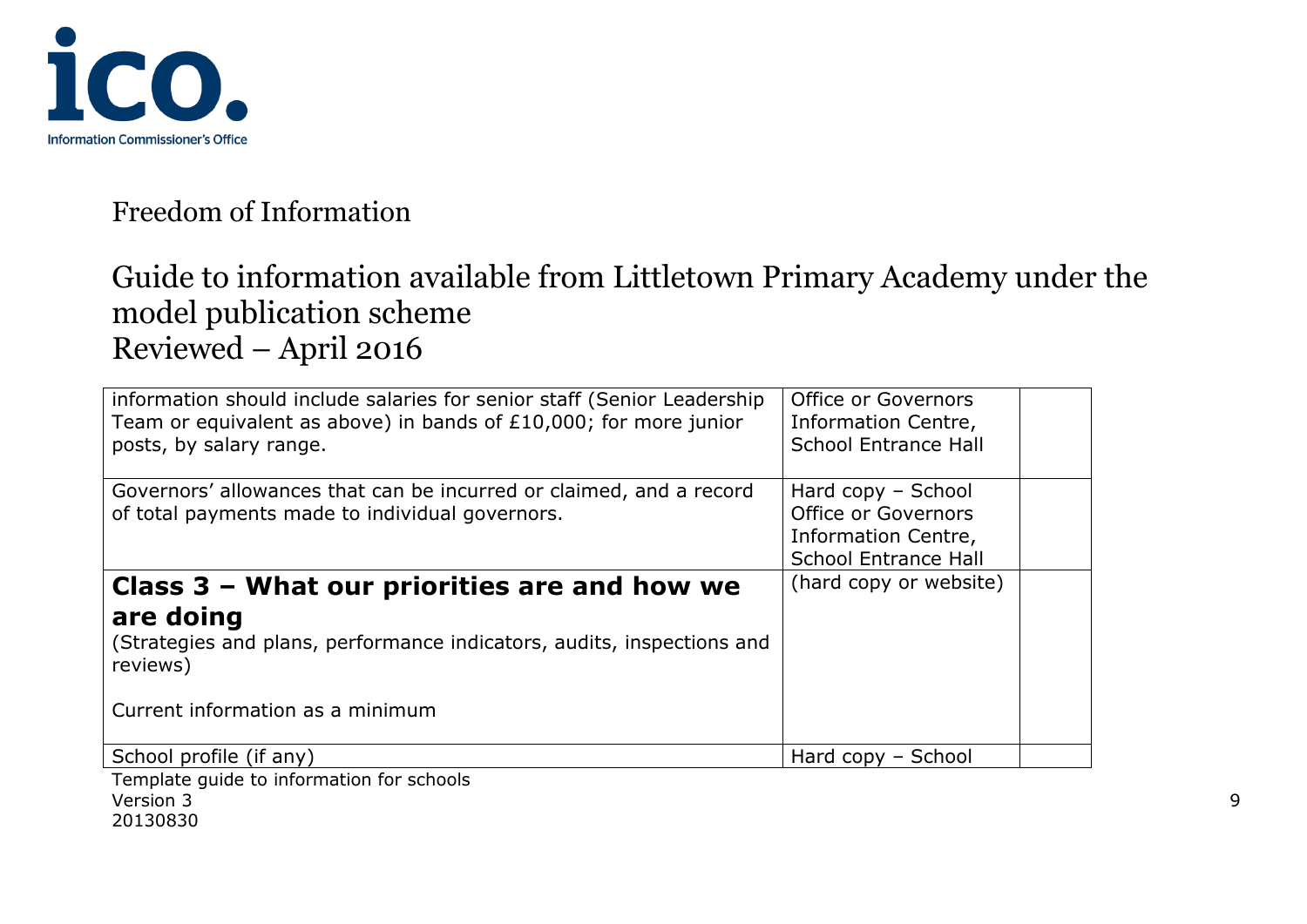Freedom of Information

Guide to information available from Littletown Primary Academy under the model publication scheme
Reviewed – April 2016

| | | |
|---|---|---|
| information should include salaries for senior staff (Senior Leadership Team or equivalent as above) in bands of £10,000; for more junior posts, by salary range. | Office or Governors Information Centre, School Entrance Hall | |
| Governors' allowances that can be incurred or claimed, and a record of total payments made to individual governors. | Hard copy – School Office or Governors Information Centre, School Entrance Hall | |
| **Class 3 – What our priorities are and how we are doing**<br>(Strategies and plans, performance indicators, audits, inspections and reviews)<br><br>Current information as a minimum | (hard copy or website) | |
| School profile (if any) | Hard copy – School | |

Template guide to information for schools
Version 3
20130830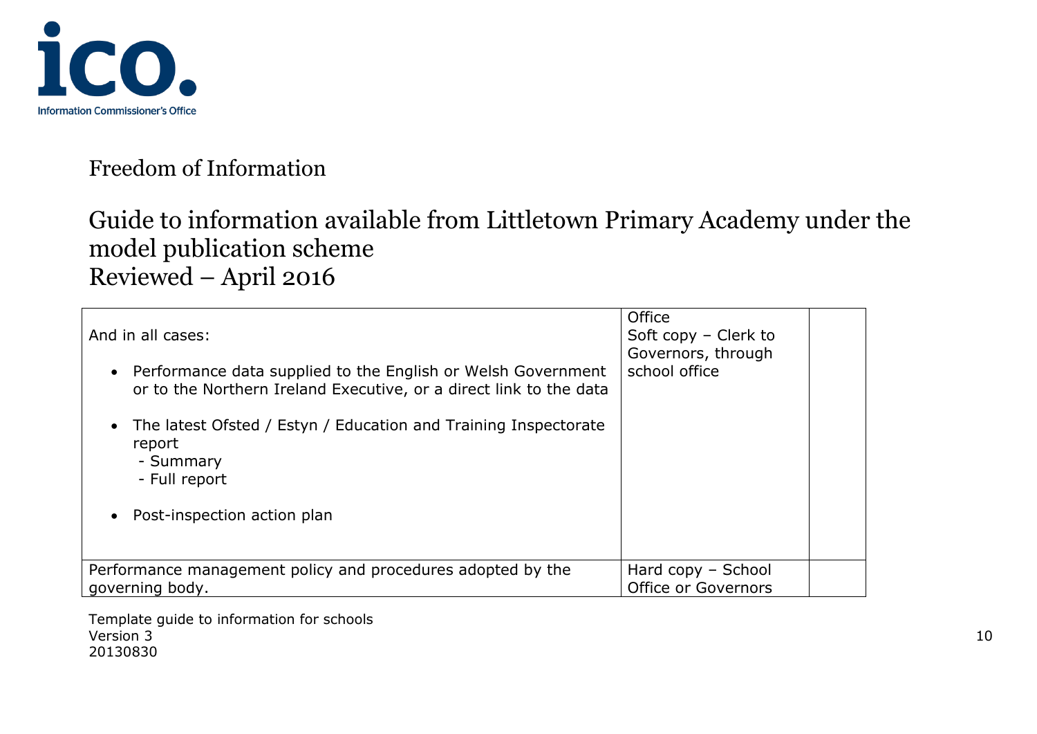Freedom of Information

# Guide to information available from Littletown Primary Academy under the model publication scheme
Reviewed – April 2016

| | | |
|---|---|---|
| And in all cases:<br><br>• Performance data supplied to the English or Welsh Government or to the Northern Ireland Executive, or a direct link to the data<br><br>• The latest Ofsted / Estyn / Education and Training Inspectorate report<br>  - Summary<br>  - Full report<br><br>• Post-inspection action plan | Office<br>Soft copy – Clerk to Governors, through school office | |
| Performance management policy and procedures adopted by the governing body. | Hard copy – School Office or Governors | |

Template guide to information for schools
Version 3
20130830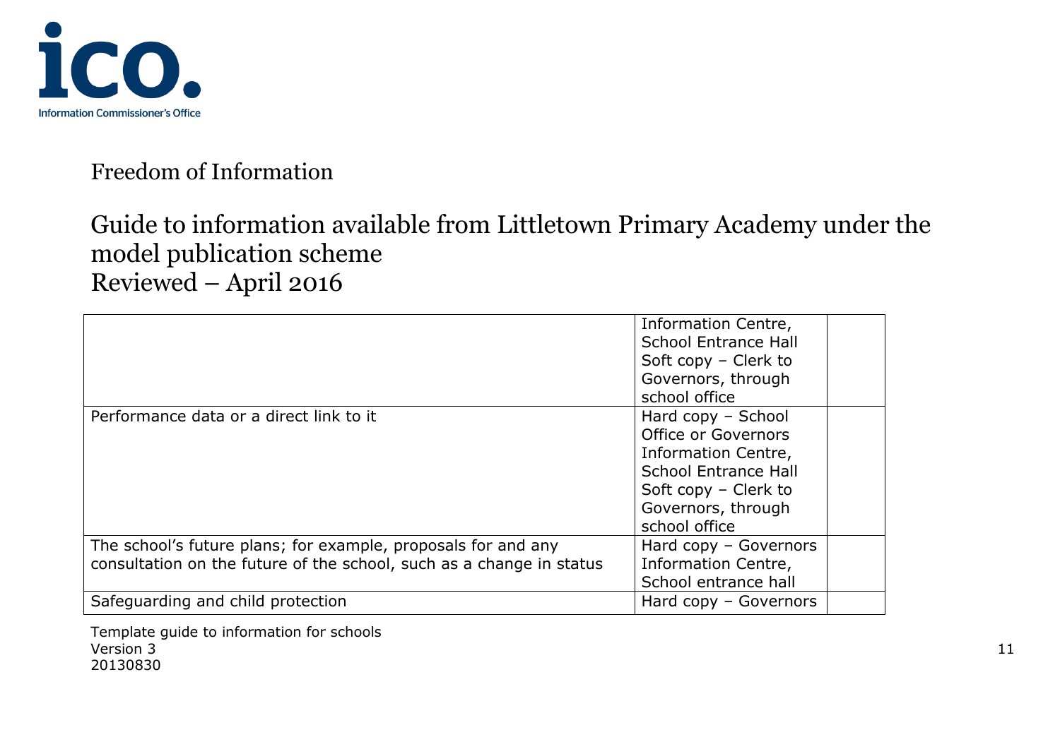Freedom of Information

Guide to information available from Littletown Primary Academy under the model publication scheme
Reviewed – April 2016

| | | |
|---|---|---|
| | Information Centre, School Entrance Hall Soft copy – Clerk to Governors, through school office | |
| Performance data or a direct link to it | Hard copy – School Office or Governors Information Centre, School Entrance Hall Soft copy – Clerk to Governors, through school office | |
| The school's future plans; for example, proposals for and any consultation on the future of the school, such as a change in status | Hard copy – Governors Information Centre, School entrance hall | |
| Safeguarding and child protection | Hard copy – Governors | |

Template guide to information for schools
Version 3
20130830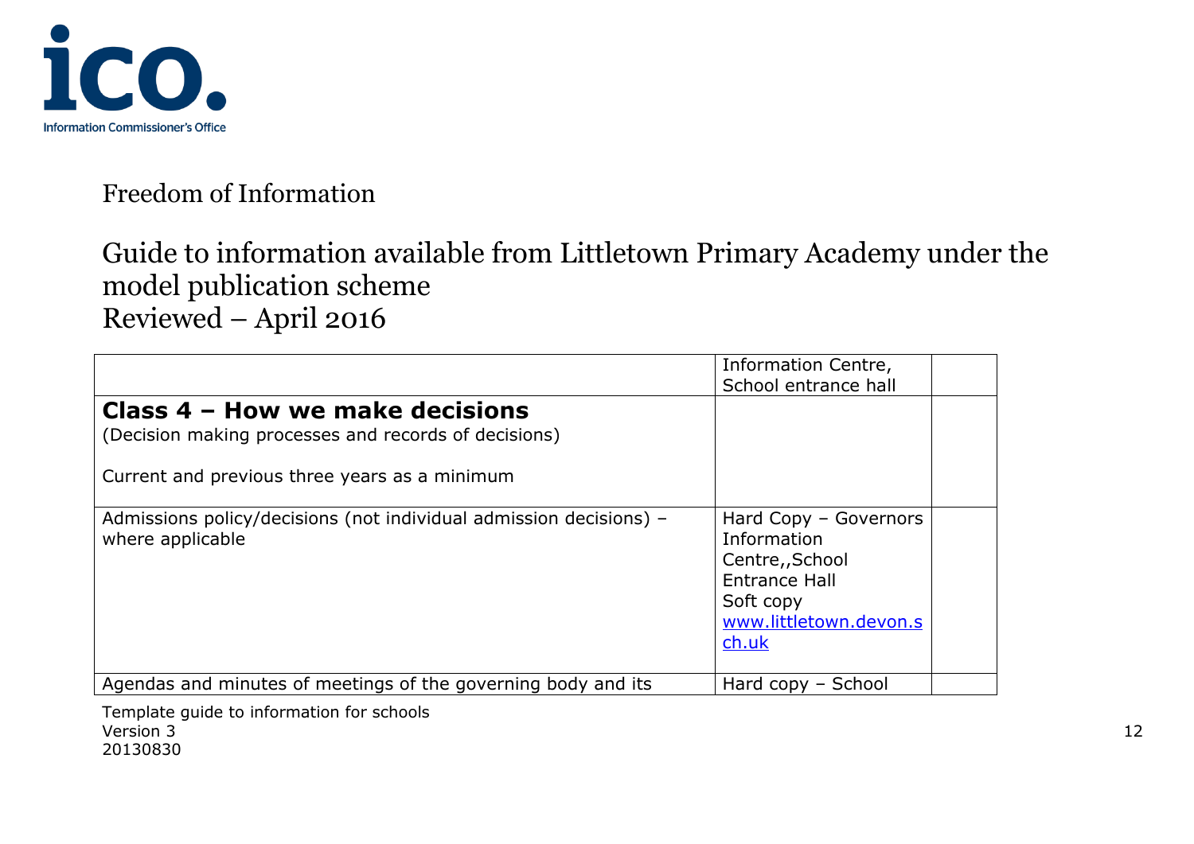Freedom of Information

Guide to information available from Littletown Primary Academy under the model publication scheme
Reviewed – April 2016

| | | |
|---|---|---|
| | Information Centre, School entrance hall | |
| **Class 4 – How we make decisions**<br>(Decision making processes and records of decisions)<br><br>Current and previous three years as a minimum | | |
| Admissions policy/decisions (not individual admission decisions) – where applicable | Hard Copy – Governors Information Centre,,School Entrance Hall<br>Soft copy<br>www.littletown.devon.sch.uk | |
| Agendas and minutes of meetings of the governing body and its | Hard copy – School | |

Template guide to information for schools
Version 3
20130830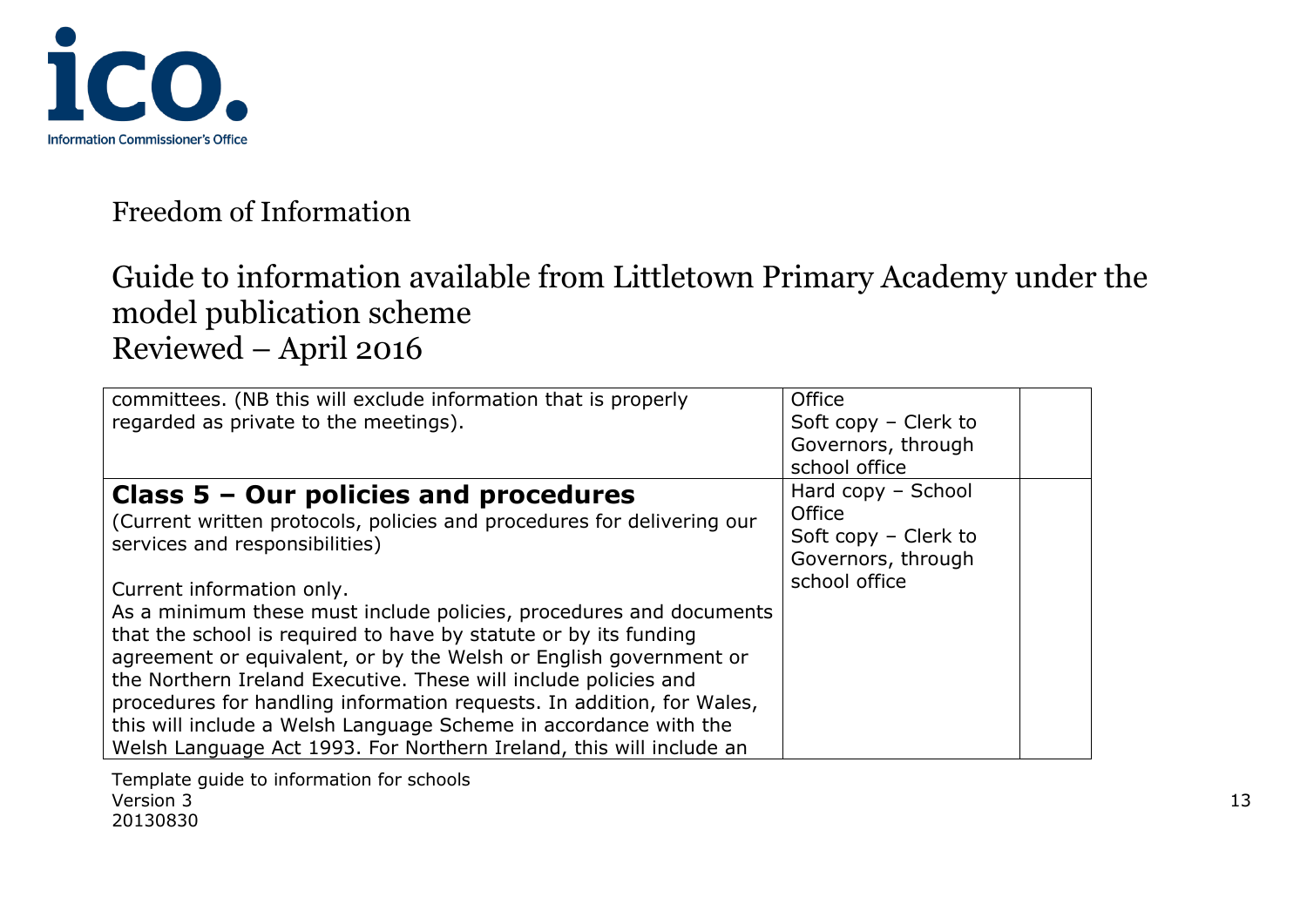Freedom of Information

Guide to information available from Littletown Primary Academy under the model publication scheme
Reviewed – April 2016

| | | |
|---|---|---|
| committees. (NB this will exclude information that is properly regarded as private to the meetings). | Office<br>Soft copy – Clerk to Governors, through school office | |
| **Class 5 – Our policies and procedures**<br>(Current written protocols, policies and procedures for delivering our services and responsibilities)<br><br>Current information only.<br>As a minimum these must include policies, procedures and documents that the school is required to have by statute or by its funding agreement or equivalent, or by the Welsh or English government or the Northern Ireland Executive. These will include policies and procedures for handling information requests. In addition, for Wales, this will include a Welsh Language Scheme in accordance with the Welsh Language Act 1993. For Northern Ireland, this will include an | Hard copy – School Office<br>Soft copy – Clerk to Governors, through school office | |

Template guide to information for schools
Version 3
20130830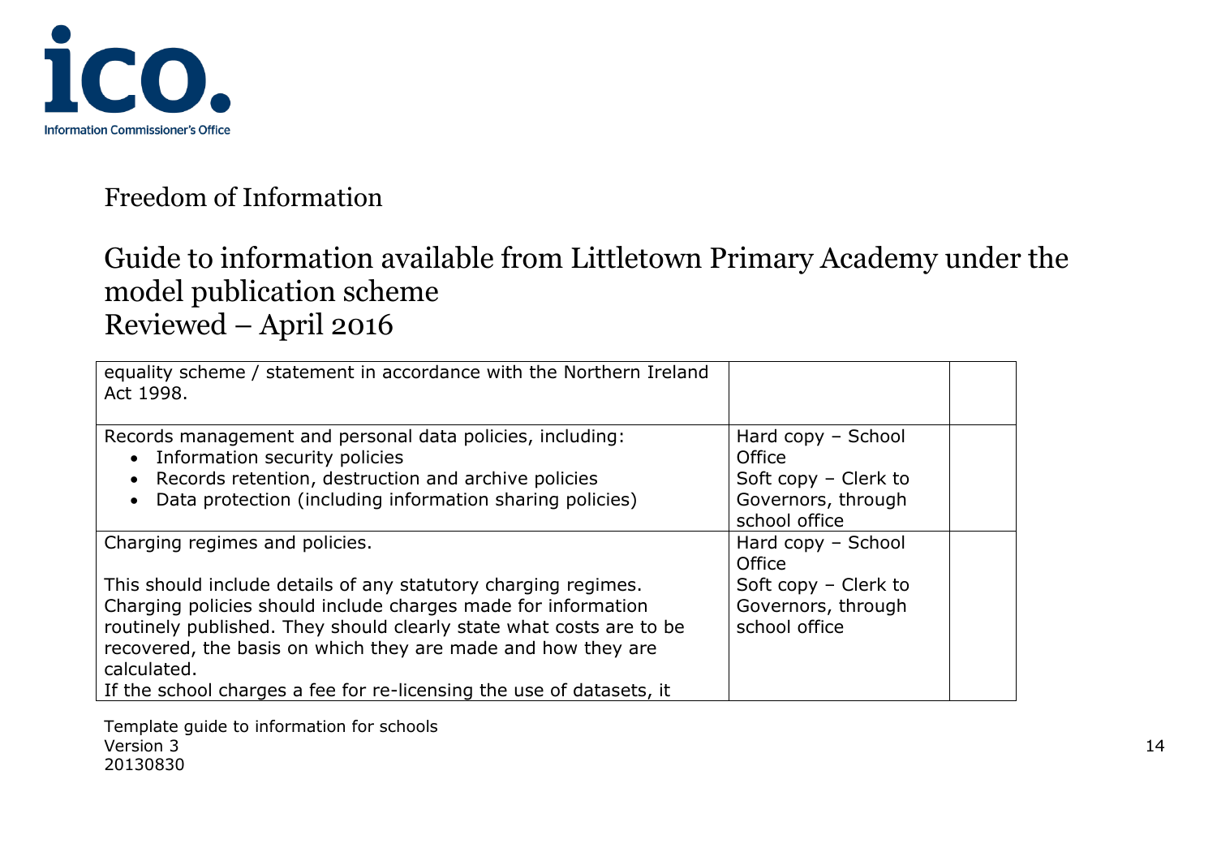Freedom of Information

## Guide to information available from Littletown Primary Academy under the model publication scheme
## Reviewed – April 2016

| | | |
|---|---|---|
| equality scheme / statement in accordance with the Northern Ireland Act 1998. | | |
| Records management and personal data policies, including:<br>• Information security policies<br>• Records retention, destruction and archive policies<br>• Data protection (including information sharing policies) | Hard copy – School Office<br>Soft copy – Clerk to Governors, through school office | |
| Charging regimes and policies.<br><br>This should include details of any statutory charging regimes. Charging policies should include charges made for information routinely published. They should clearly state what costs are to be recovered, the basis on which they are made and how they are calculated.<br>If the school charges a fee for re-licensing the use of datasets, it | Hard copy – School Office<br>Soft copy – Clerk to Governors, through school office | |

Template guide to information for schools
Version 3
20130830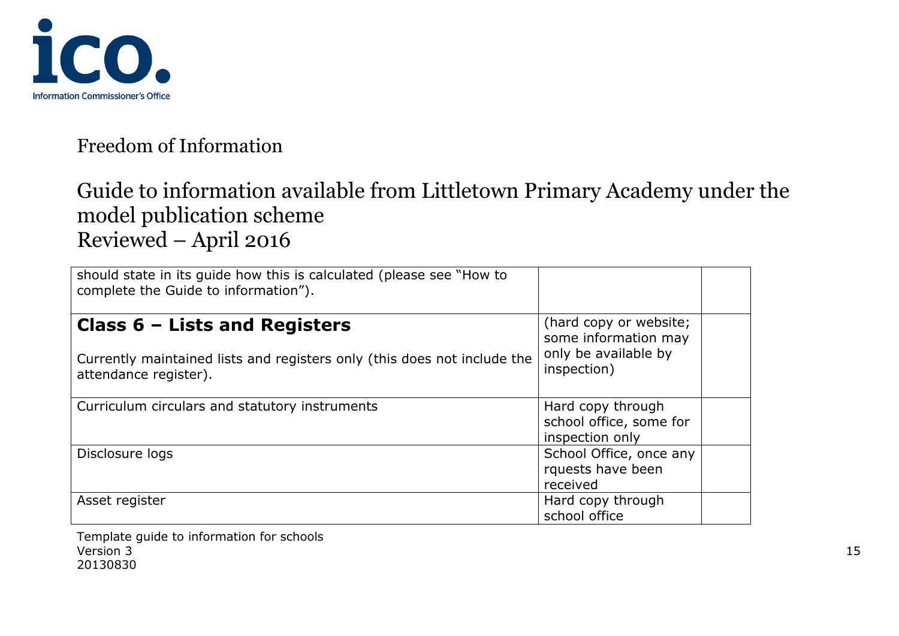Freedom of Information

Guide to information available from Littletown Primary Academy under the model publication scheme
Reviewed – April 2016

| | | |
|---|---|---|
| should state in its guide how this is calculated (please see "How to complete the Guide to information"). | | |
| **Class 6 – Lists and Registers**<br><br>Currently maintained lists and registers only (this does not include the attendance register). | (hard copy or website; some information may only be available by inspection) | |
| Curriculum circulars and statutory instruments | Hard copy through school office, some for inspection only | |
| Disclosure logs | School Office, once any rquests have been received | |
| Asset register | Hard copy through school office | |

Template guide to information for schools
Version 3
20130830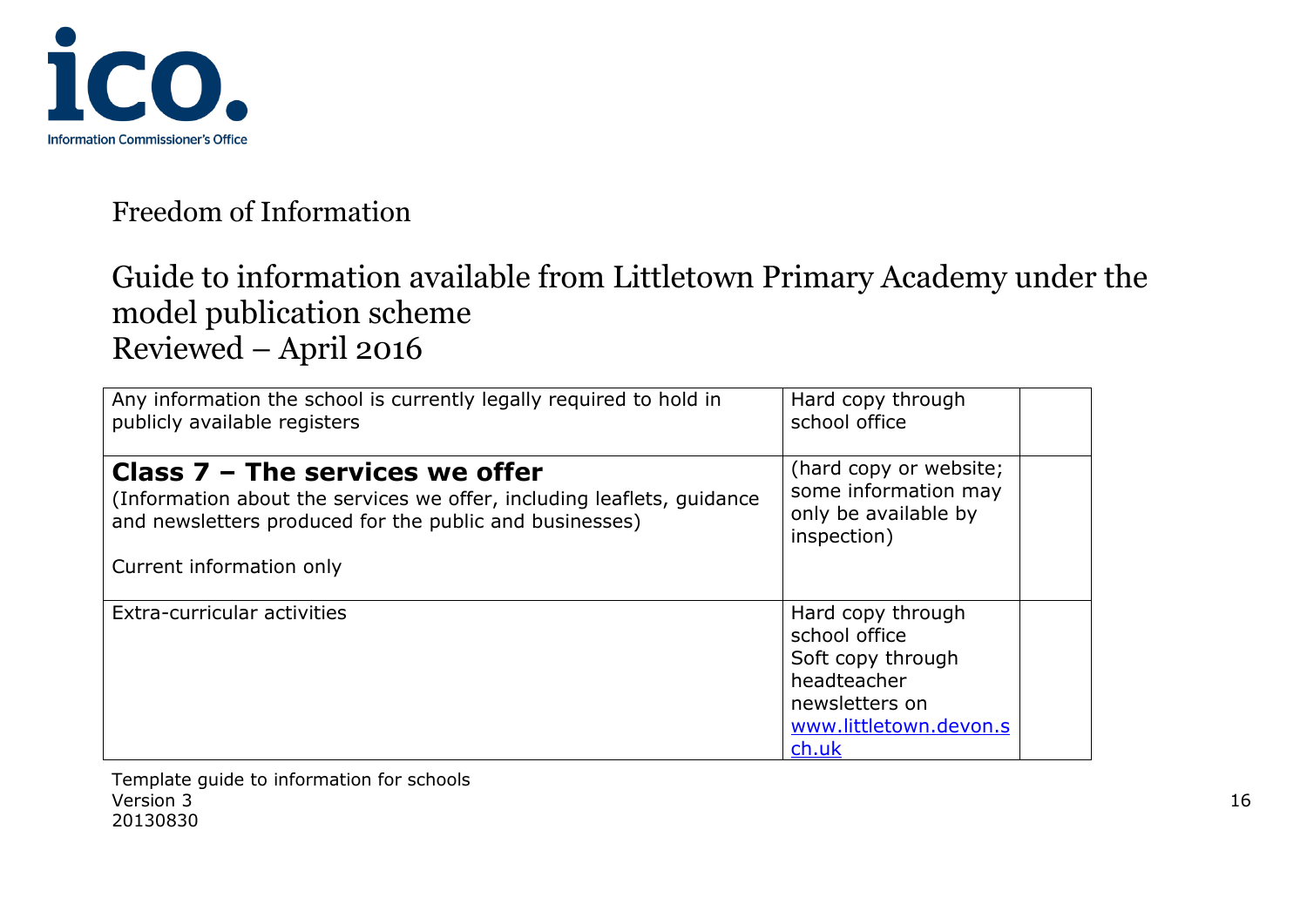Freedom of Information

Guide to information available from Littletown Primary Academy under the model publication scheme
Reviewed – April 2016

| | | |
|---|---|---|
| Any information the school is currently legally required to hold in publicly available registers | Hard copy through school office | |
| **Class 7 – The services we offer**<br>(Information about the services we offer, including leaflets, guidance and newsletters produced for the public and businesses)<br><br>Current information only | (hard copy or website; some information may only be available by inspection) | |
| Extra-curricular activities | Hard copy through school office<br>Soft copy through headteacher newsletters on [www.littletown.devon.sch.uk](http://www.littletown.devon.sch.uk) | |

Template guide to information for schools
Version 3
20130830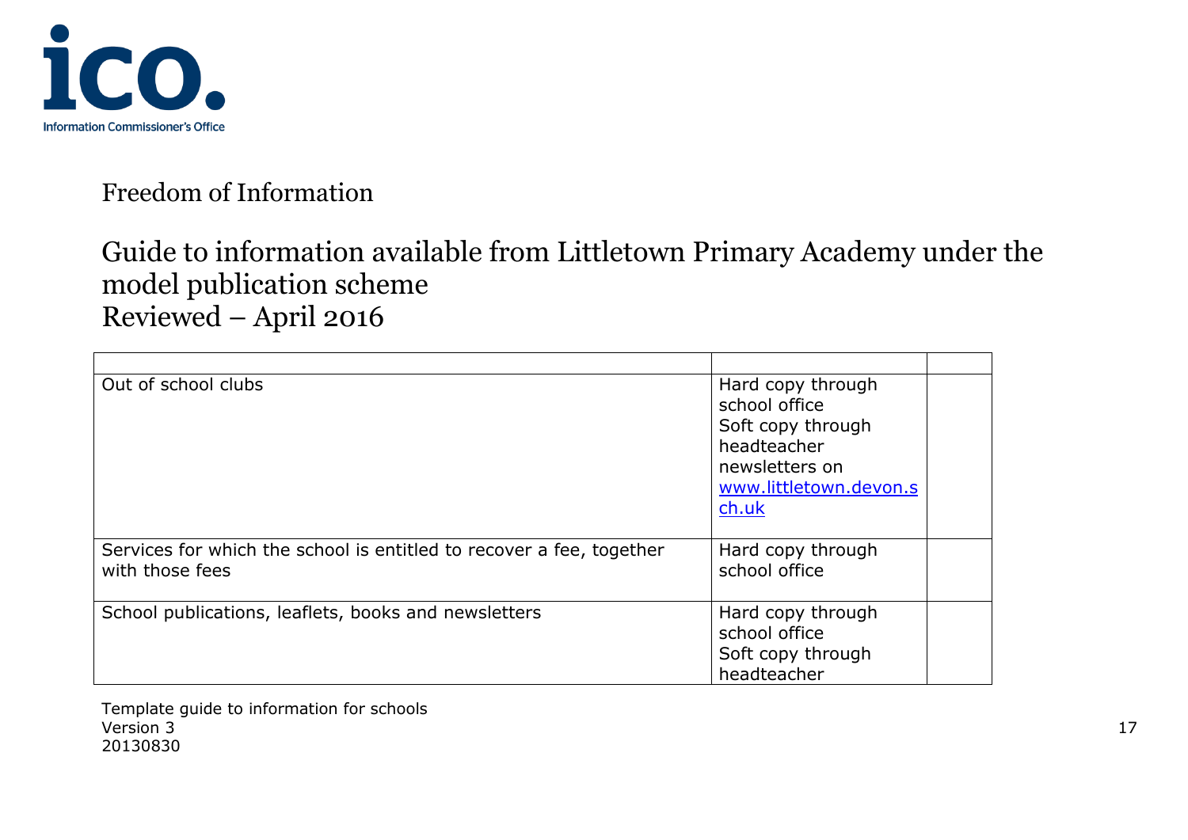Freedom of Information

## Guide to information available from Littletown Primary Academy under the model publication scheme
## Reviewed – April 2016

| | | |
|---|---|---|
| Out of school clubs | Hard copy through school office<br>Soft copy through headteacher newsletters on www.littletown.devon.sch.uk | |
| Services for which the school is entitled to recover a fee, together with those fees | Hard copy through school office | |
| School publications, leaflets, books and newsletters | Hard copy through school office<br>Soft copy through headteacher | |

Template guide to information for schools
Version 3
20130830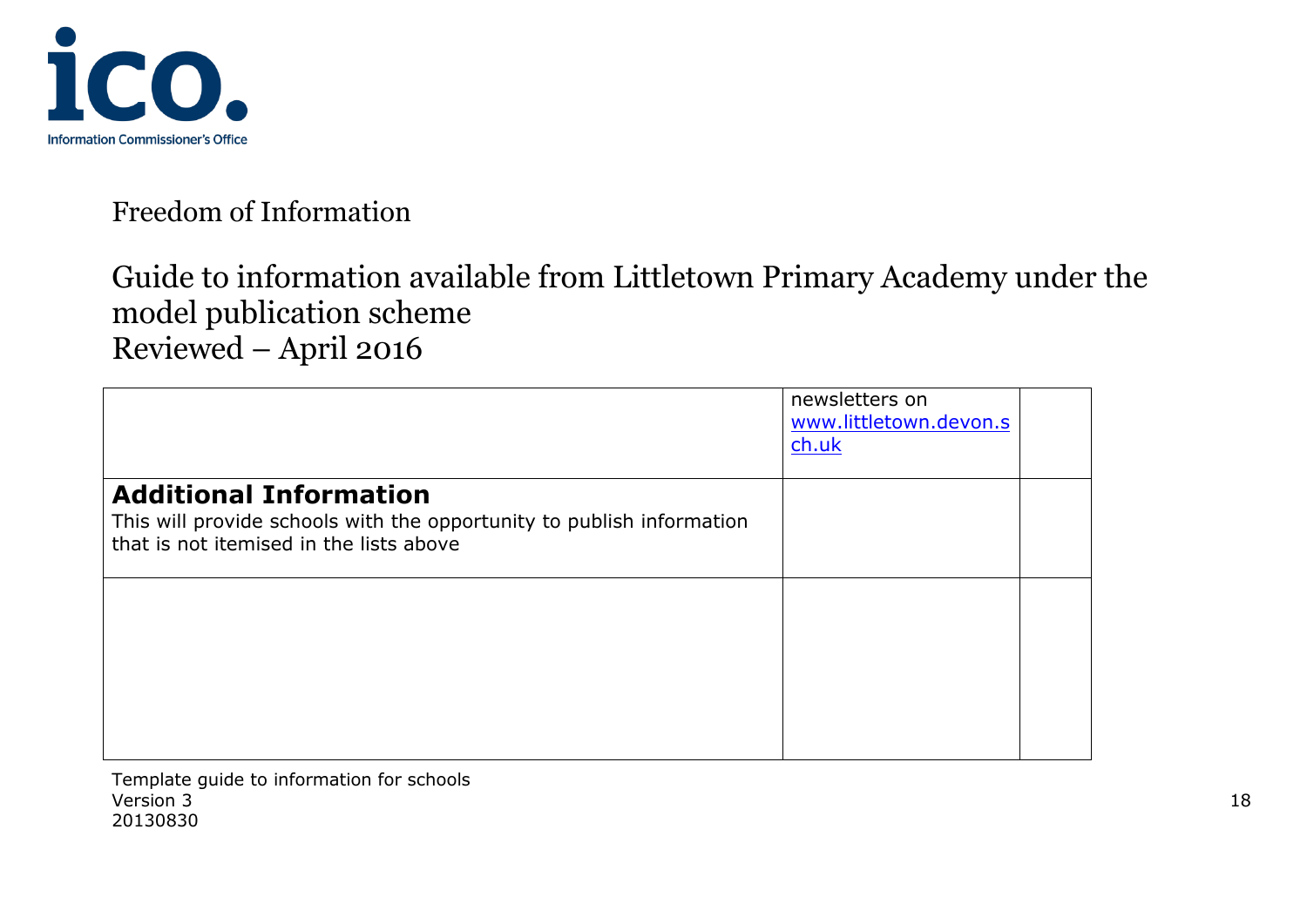Freedom of Information

Guide to information available from Littletown Primary Academy under the model publication scheme
Reviewed – April 2016

| | | |
|---|---|---|
| | newsletters on www.littletown.devon.sch.uk | |
| **Additional Information**<br>This will provide schools with the opportunity to publish information that is not itemised in the lists above | | |
| | | |

Template guide to information for schools
Version 3
20130830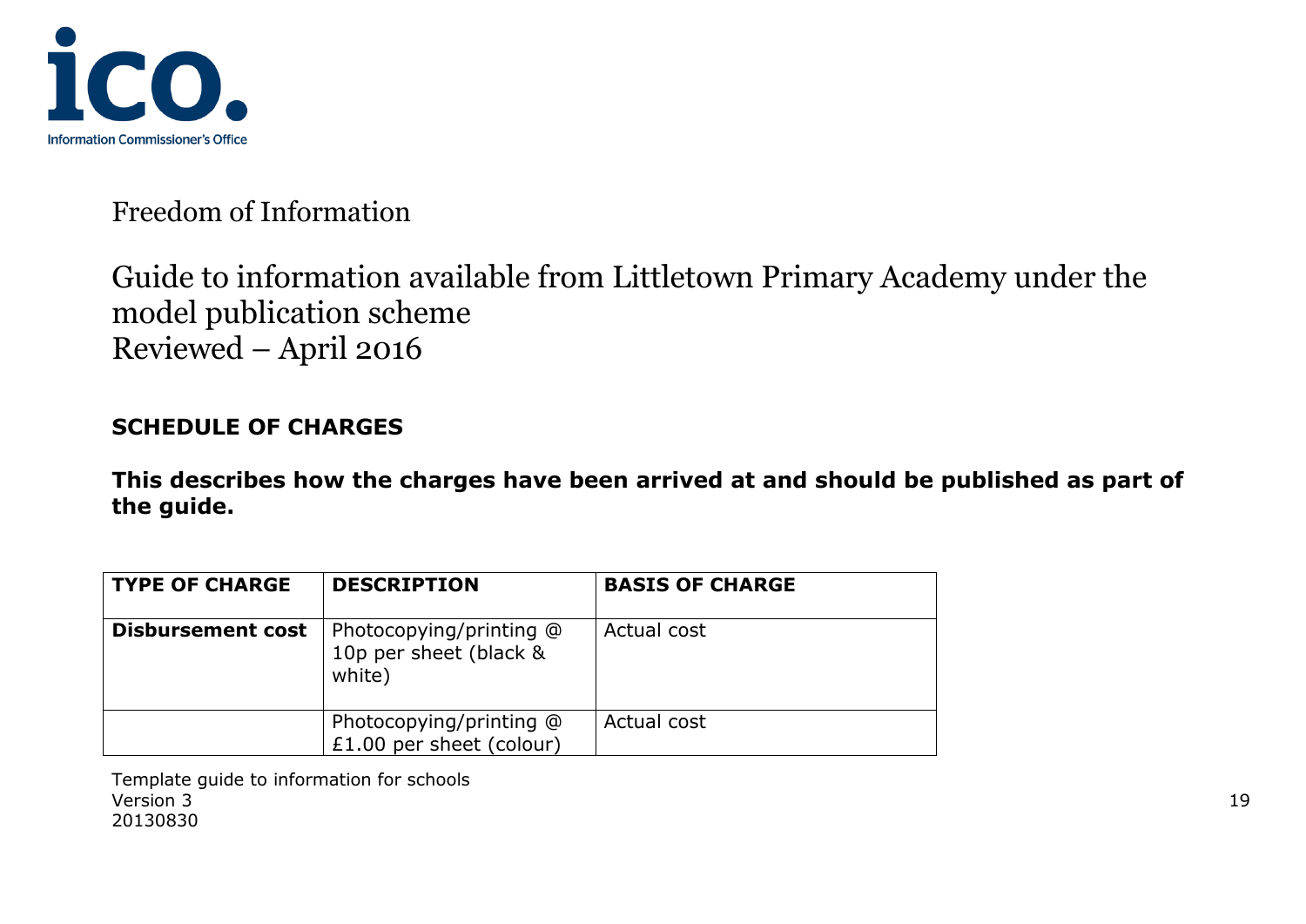Freedom of Information

# Guide to information available from Littletown Primary Academy under the model publication scheme
Reviewed – April 2016

**SCHEDULE OF CHARGES**

**This describes how the charges have been arrived at and should be published as part of the guide.**

| TYPE OF CHARGE | DESCRIPTION | BASIS OF CHARGE |
|---|---|---|
| **Disbursement cost** | Photocopying/printing @ 10p per sheet (black & white) | Actual cost |
| | Photocopying/printing @ £1.00 per sheet (colour) | Actual cost |

Template guide to information for schools
Version 3
20130830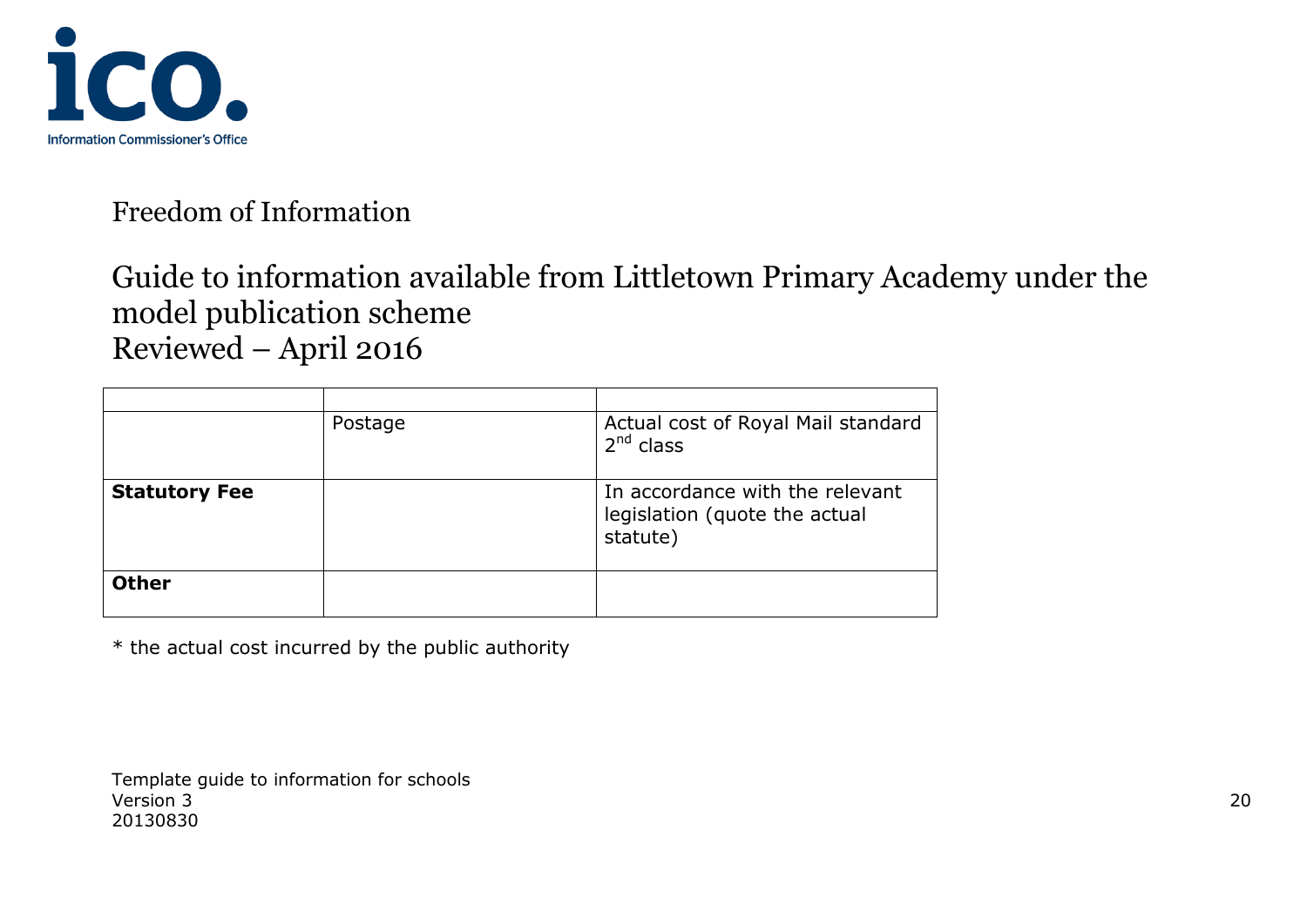Freedom of Information

Guide to information available from Littletown Primary Academy under the model publication scheme
Reviewed – April 2016

| | | |
|---|---|---|
| | Postage | Actual cost of Royal Mail standard 2nd class |
| **Statutory Fee** | | In accordance with the relevant legislation (quote the actual statute) |
| **Other** | | |

* the actual cost incurred by the public authority